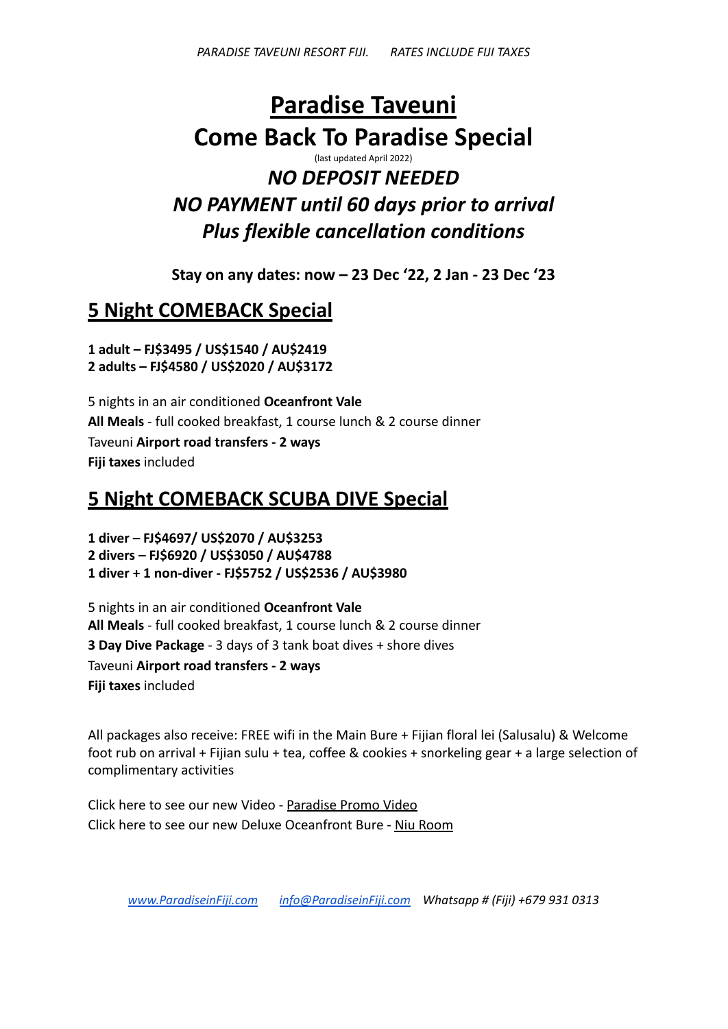# Paradise Taveuni
# Come Back To Paradise Special

(last updated April 2022)

## *NO DEPOSIT NEEDED*
## *NO PAYMENT until 60 days prior to arrival*
## *Plus flexible cancellation conditions*

**Stay on any dates: now – 23 Dec '22, 2 Jan - 23 Dec '23**

## 5 Night COMEBACK Special

**1 adult – FJ$3495 / US$1540 / AU$2419**
**2 adults – FJ$4580 / US$2020 / AU$3172**

5 nights in an air conditioned **Oceanfront Vale**
**All Meals** - full cooked breakfast, 1 course lunch & 2 course dinner
Taveuni **Airport road transfers - 2 ways**
**Fiji taxes** included

## 5 Night COMEBACK SCUBA DIVE Special

**1 diver – FJ$4697/ US$2070 / AU$3253**
**2 divers – FJ$6920 / US$3050 / AU$4788**
**1 diver + 1 non-diver - FJ$5752 / US$2536 / AU$3980**

5 nights in an air conditioned **Oceanfront Vale**
**All Meals** - full cooked breakfast, 1 course lunch & 2 course dinner
**3 Day Dive Package** - 3 days of 3 tank boat dives + shore dives
Taveuni **Airport road transfers - 2 ways**
**Fiji taxes** included

All packages also receive: FREE wifi in the Main Bure + Fijian floral lei (Salusalu) & Welcome foot rub on arrival + Fijian sulu + tea, coffee & cookies + snorkeling gear + a large selection of complimentary activities

Click here to see our new Video - Paradise Promo Video
Click here to see our new Deluxe Oceanfront Bure - Niu Room

*www.ParadiseinFiji.com  info@ParadiseinFiji.com  Whatsapp # (Fiji) +679 931 0313*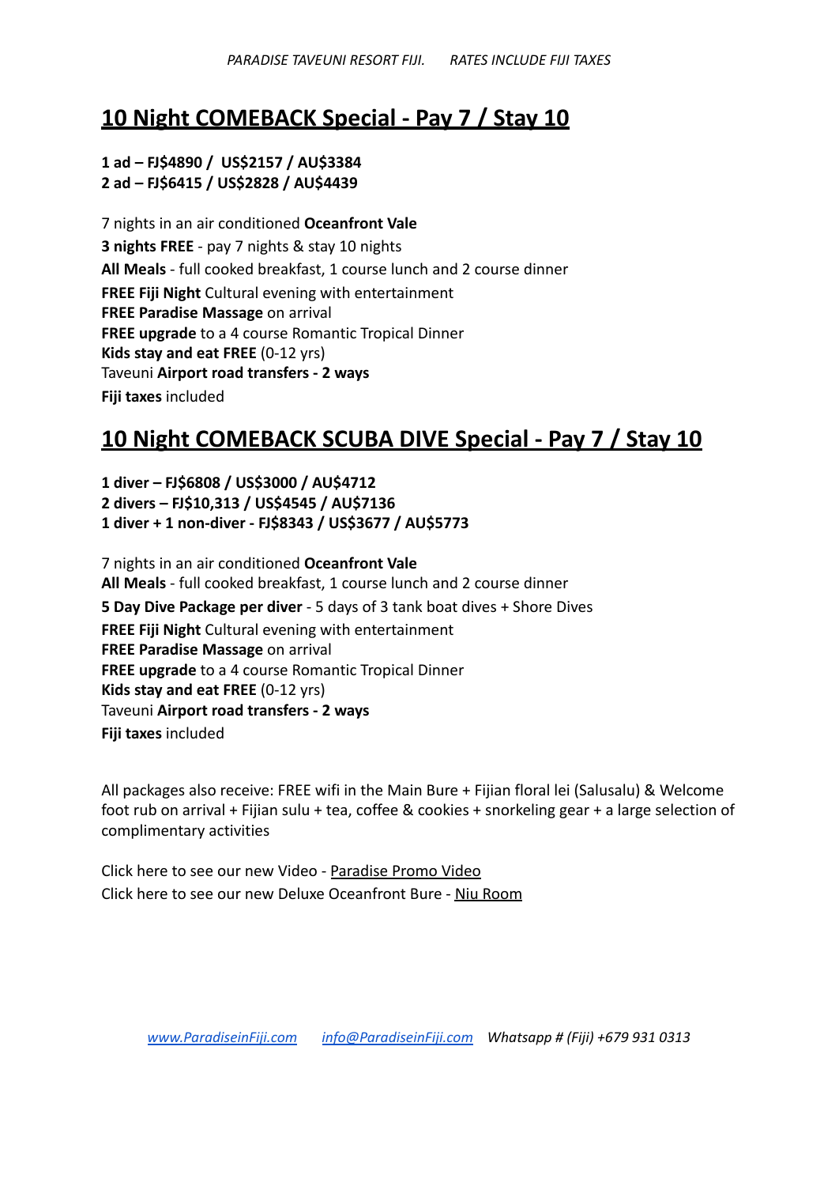## **10 Night COMEBACK Special - Pay 7 / Stay 10**

**1 ad – FJ$4890 / US$2157 / AU$3384**
**2 ad – FJ$6415 / US$2828 / AU$4439**

7 nights in an air conditioned **Oceanfront Vale**
**3 nights FREE** - pay 7 nights & stay 10 nights
**All Meals** - full cooked breakfast, 1 course lunch and 2 course dinner
**FREE Fiji Night** Cultural evening with entertainment
**FREE Paradise Massage** on arrival
**FREE upgrade** to a 4 course Romantic Tropical Dinner
**Kids stay and eat FREE** (0-12 yrs)
Taveuni **Airport road transfers - 2 ways**
**Fiji taxes** included

## **10 Night COMEBACK SCUBA DIVE Special - Pay 7 / Stay 10**

**1 diver – FJ$6808 / US$3000 / AU$4712**
**2 divers – FJ$10,313 / US$4545 / AU$7136**
**1 diver + 1 non-diver - FJ$8343 / US$3677 / AU$5773**

7 nights in an air conditioned **Oceanfront Vale**
**All Meals** - full cooked breakfast, 1 course lunch and 2 course dinner
**5 Day Dive Package per diver** - 5 days of 3 tank boat dives + Shore Dives
**FREE Fiji Night** Cultural evening with entertainment
**FREE Paradise Massage** on arrival
**FREE upgrade** to a 4 course Romantic Tropical Dinner
**Kids stay and eat FREE** (0-12 yrs)
Taveuni **Airport road transfers - 2 ways**
**Fiji taxes** included

All packages also receive: FREE wifi in the Main Bure + Fijian floral lei (Salusalu) & Welcome foot rub on arrival + Fijian sulu + tea, coffee & cookies + snorkeling gear + a large selection of complimentary activities

Click here to see our new Video - Paradise Promo Video
Click here to see our new Deluxe Oceanfront Bure - Niu Room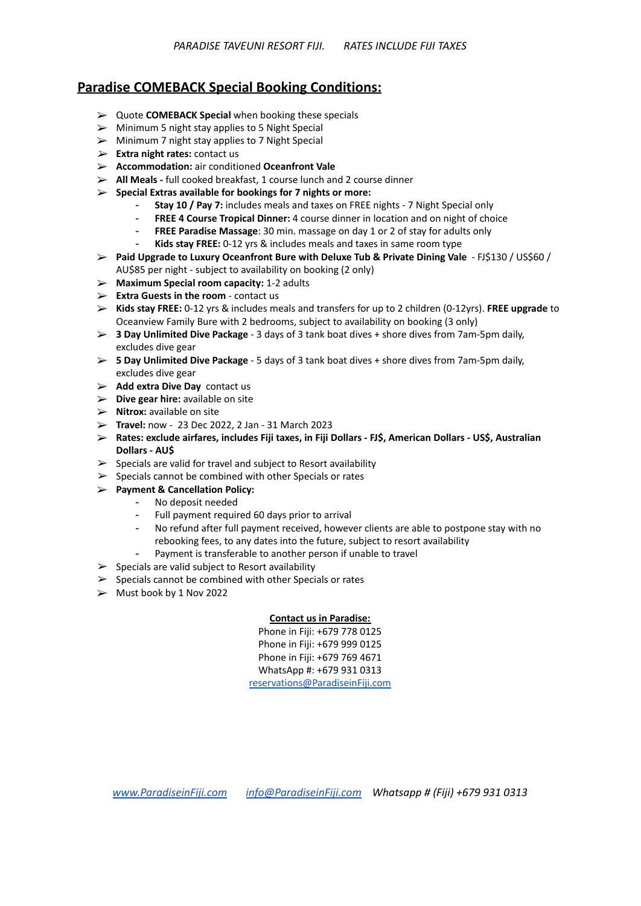## Paradise COMEBACK Special Booking Conditions:

- Quote **COMEBACK Special** when booking these specials
- Minimum 5 night stay applies to 5 Night Special
- Minimum 7 night stay applies to 7 Night Special
- **Extra night rates:** contact us
- **Accommodation:** air conditioned **Oceanfront Vale**
- **All Meals -** full cooked breakfast, 1 course lunch and 2 course dinner
- **Special Extras available for bookings for 7 nights or more:**
  - **Stay 10 / Pay 7:** includes meals and taxes on FREE nights - 7 Night Special only
  - **FREE 4 Course Tropical Dinner:** 4 course dinner in location and on night of choice
  - **FREE Paradise Massage**: 30 min. massage on day 1 or 2 of stay for adults only
  - **Kids stay FREE:** 0-12 yrs & includes meals and taxes in same room type
- **Paid Upgrade to Luxury Oceanfront Bure with Deluxe Tub & Private Dining Vale** - FJ$130 / US$60 / AU$85 per night - subject to availability on booking (2 only)
- **Maximum Special room capacity:** 1-2 adults
- **Extra Guests in the room** - contact us
- **Kids stay FREE:** 0-12 yrs & includes meals and transfers for up to 2 children (0-12yrs). **FREE upgrade** to Oceanview Family Bure with 2 bedrooms, subject to availability on booking (3 only)
- **3 Day Unlimited Dive Package** - 3 days of 3 tank boat dives + shore dives from 7am-5pm daily, excludes dive gear
- **5 Day Unlimited Dive Package** - 5 days of 3 tank boat dives + shore dives from 7am-5pm daily, excludes dive gear
- **Add extra Dive Day** contact us
- **Dive gear hire:** available on site
- **Nitrox:** available on site
- **Travel:** now - 23 Dec 2022, 2 Jan - 31 March 2023
- **Rates: exclude airfares, includes Fiji taxes, in Fiji Dollars - FJ$, American Dollars - US$, Australian Dollars - AU$**
- Specials are valid for travel and subject to Resort availability
- Specials cannot be combined with other Specials or rates
- **Payment & Cancellation Policy:**
  - No deposit needed
  - Full payment required 60 days prior to arrival
  - No refund after full payment received, however clients are able to postpone stay with no rebooking fees, to any dates into the future, subject to resort availability
  - Payment is transferable to another person if unable to travel
- Specials are valid subject to Resort availability
- Specials cannot be combined with other Specials or rates
- Must book by 1 Nov 2022

**Contact us in Paradise:**

Phone in Fiji: +679 778 0125
Phone in Fiji: +679 999 0125
Phone in Fiji: +679 769 4671
WhatsApp #: +679 931 0313
reservations@ParadiseinFiji.com